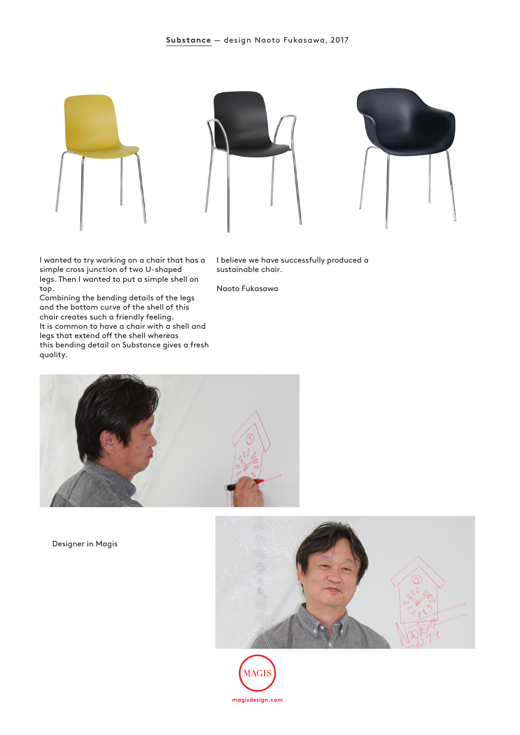**Substance** — design Naoto Fukasawa, 2017

I wanted to try working on a chair that has a simple cross junction of two U-shaped legs. Then I wanted to put a simple shell on top.
Combining the bending details of the legs and the bottom curve of the shell of this chair creates such a friendly feeling.
It is common to have a chair with a shell and legs that extend off the shell whereas this bending detail on Substance gives a fresh quality.

I believe we have successfully produced a sustainable chair.

Naoto Fukasawa

Designer in Magis

MAGIS

magisdesign.com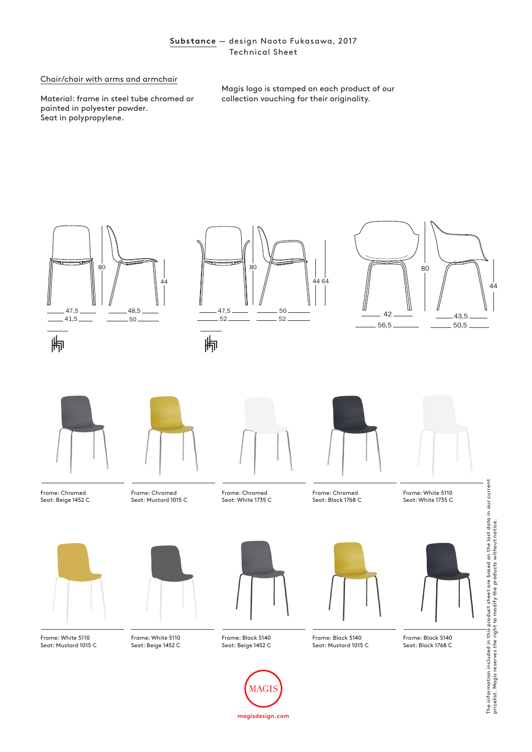**Substance** — design Naoto Fukasawa, 2017
Technical Sheet

Chair/chair with arms and armchair

Material: frame in steel tube chromed or painted in polyester powder.
Seat in polypropylene.

Magis logo is stamped on each product of our collection vouching for their originality.

80 44 47,5 41,5 48,5 50

80 44 64 47,5 52 50 52

80 44 42 56,5 43,5 50,5

Frame: Chromed
Seat: Beige 1452 C

Frame: Chromed
Seat: Mustard 1015 C

Frame: Chromed
Seat: White 1735 C

Frame: Chromed
Seat: Black 1768 C

Frame: White 5110
Seat: White 1735 C

Frame: White 5110
Seat: Mustard 1015 C

Frame: White 5110
Seat: Beige 1452 C

Frame: Black 5140
Seat: Beige 1452 C

Frame: Black 5140
Seat: Mustard 1015 C

Frame: Black 5140
Seat: Black 1768 C

The information included in this product sheet are based on the last data in our current pricelist. Magis reserves the right to modify the products without notice.

MAGIS

magisdesign.com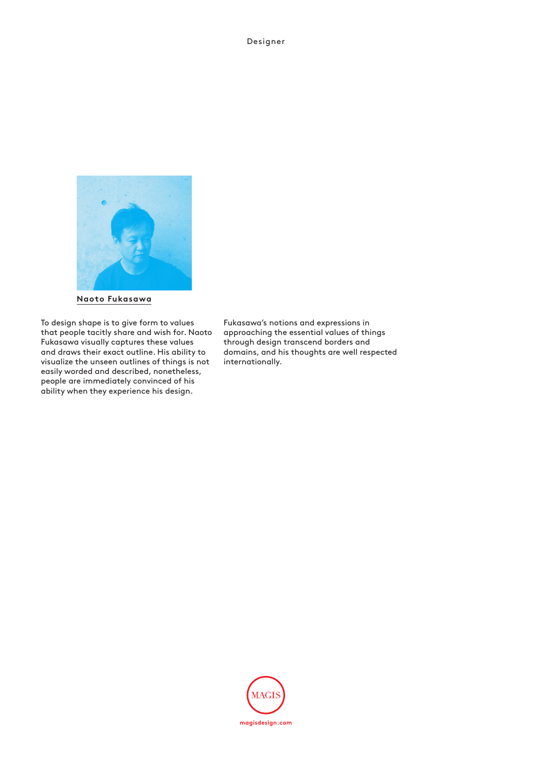Designer

**Naoto Fukasawa**

To design shape is to give form to values that people tacitly share and wish for. Naoto Fukasawa visually captures these values and draws their exact outline. His ability to visualize the unseen outlines of things is not easily worded and described, nonetheless, people are immediately convinced of his ability when they experience his design.

Fukasawa's notions and expressions in approaching the essential values of things through design transcend borders and domains, and his thoughts are well respected internationally.

MAGIS

magisdesign.com